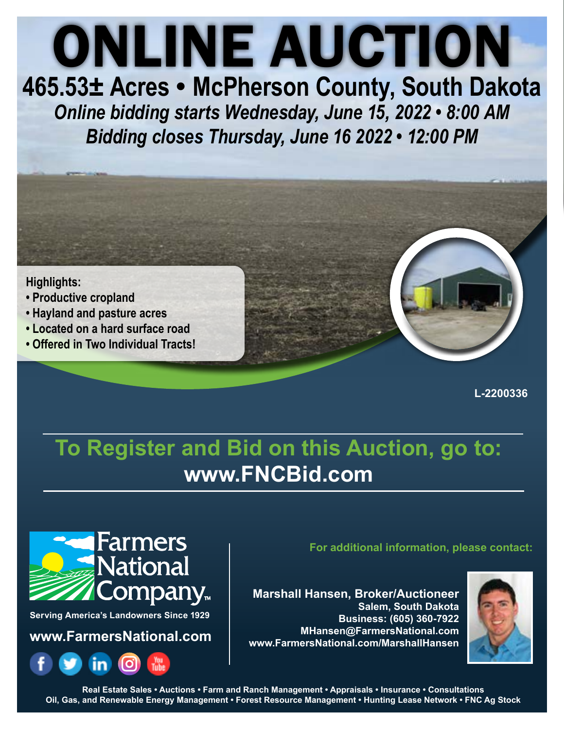# ONLINE AUCTION

## 465.53± Acres • McPherson County, South Dakota

*Online bidding starts Wednesday, June 15, 2022 • 8:00 AM*

*Bidding closes Thursday, June 16 2022 • 12:00 PM*

**Highlights:**

- Productive cropland
- Hayland and pasture acres
- Located on a hard surface road
- Offered in Two Individual Tracts!

L-2200336

## To Register and Bid on this Auction, go to:
## www.FNCBid.com

Farmers National Company™

Serving America's Landowners Since 1929

**www.FarmersNational.com**

**For additional information, please contact:**

**Marshall Hansen, Broker/Auctioneer**
**Salem, South Dakota**
**Business: (605) 360-7922**
**MHansen@FarmersNational.com**
**www.FarmersNational.com/MarshallHansen**

Real Estate Sales • Auctions • Farm and Ranch Management • Appraisals • Insurance • Consultations
Oil, Gas, and Renewable Energy Management • Forest Resource Management • Hunting Lease Network • FNC Ag Stock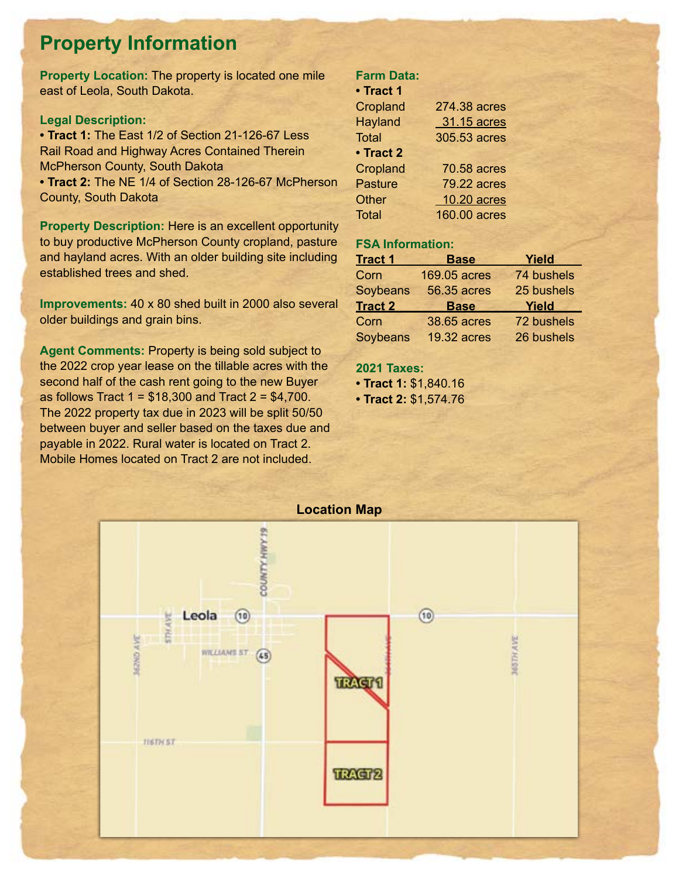# Property Information

**Property Location:** The property is located one mile east of Leola, South Dakota.

**Legal Description:**

- **Tract 1:** The East 1/2 of Section 21-126-67 Less Rail Road and Highway Acres Contained Therein McPherson County, South Dakota
- **Tract 2:** The NE 1/4 of Section 28-126-67 McPherson County, South Dakota

**Property Description:** Here is an excellent opportunity to buy productive McPherson County cropland, pasture and hayland acres. With an older building site including established trees and shed.

**Improvements:** 40 x 80 shed built in 2000 also several older buildings and grain bins.

**Agent Comments:** Property is being sold subject to the 2022 crop year lease on the tillable acres with the second half of the cash rent going to the new Buyer as follows Tract 1 = $18,300 and Tract 2 = $4,700. The 2022 property tax due in 2023 will be split 50/50 between buyer and seller based on the taxes due and payable in 2022. Rural water is located on Tract 2. Mobile Homes located on Tract 2 are not included.

**Farm Data:**

- **Tract 1**

| | |
|---|---|
| Cropland | 274.38 acres |
| Hayland | 31.15 acres |
| Total | 305.53 acres |

- **Tract 2**

| | |
|---|---|
| Cropland | 70.58 acres |
| Pasture | 79.22 acres |
| Other | 10.20 acres |
| Total | 160.00 acres |

**FSA Information:**

| Tract 1 | Base | Yield |
|---|---|---|
| Corn | 169.05 acres | 74 bushels |
| Soybeans | 56.35 acres | 25 bushels |
| **Tract 2** | **Base** | **Yield** |
| Corn | 38.65 acres | 72 bushels |
| Soybeans | 19.32 acres | 26 bushels |

**2021 Taxes:**

- **Tract 1:** $1,840.16
- **Tract 2:** $1,574.76

**Location Map**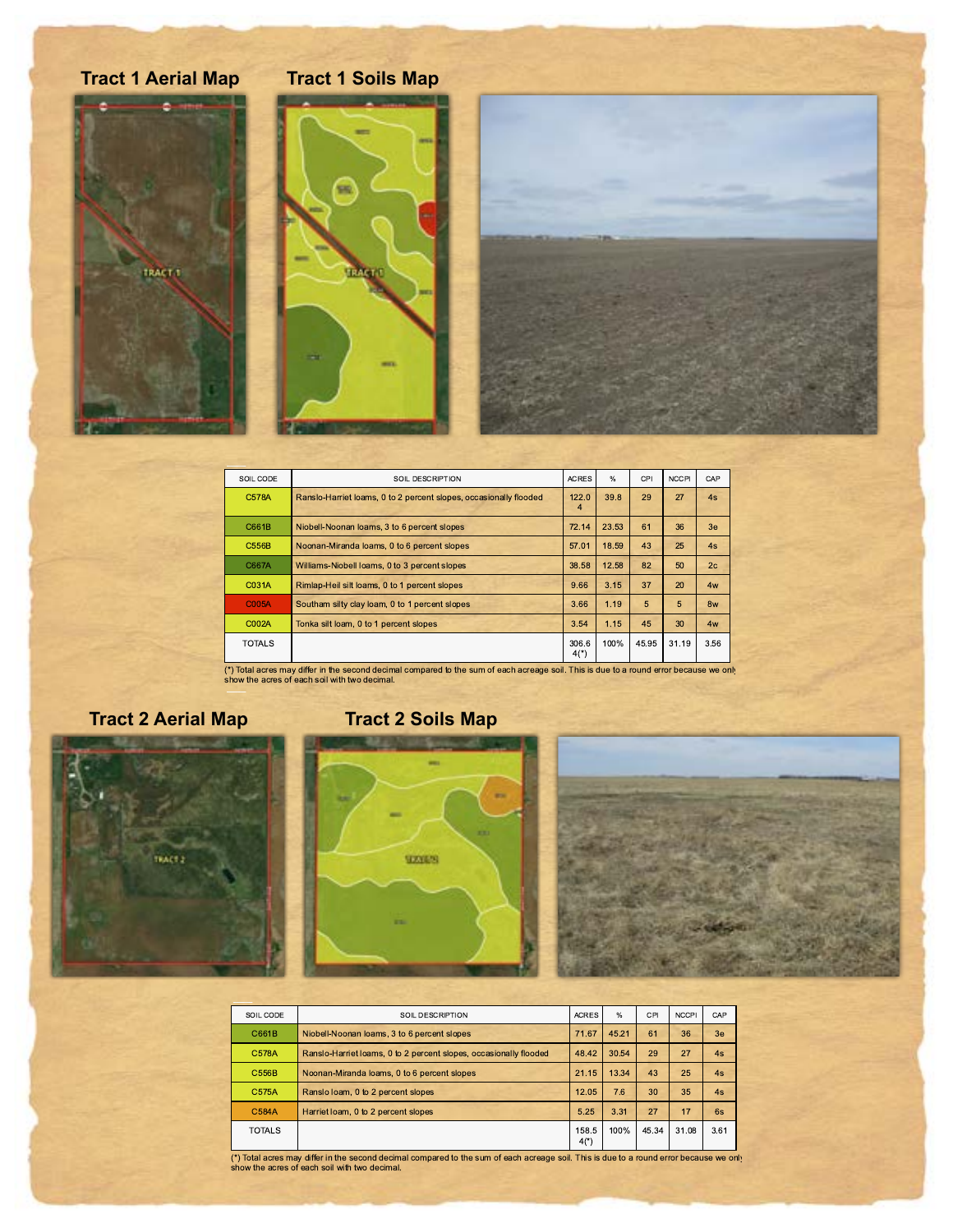## Tract 1 Aerial Map

## Tract 1 Soils Map

| SOIL CODE | SOIL DESCRIPTION | ACRES | % | CPI | NCCPI | CAP |
|---|---|---|---|---|---|---|
| C578A | Ranslo-Harriet loams, 0 to 2 percent slopes, occasionally flooded | 122.04 | 39.8 | 29 | 27 | 4s |
| C661B | Niobell-Noonan loams, 3 to 6 percent slopes | 72.14 | 23.53 | 61 | 36 | 3e |
| C556B | Noonan-Miranda loams, 0 to 6 percent slopes | 57.01 | 18.59 | 43 | 25 | 4s |
| C667A | Williams-Niobell loams, 0 to 3 percent slopes | 38.58 | 12.58 | 82 | 50 | 2c |
| C031A | Rimlap-Heil silt loams, 0 to 1 percent slopes | 9.66 | 3.15 | 37 | 20 | 4w |
| C005A | Southam silty clay loam, 0 to 1 percent slopes | 3.66 | 1.19 | 5 | 5 | 8w |
| C002A | Tonka silt loam, 0 to 1 percent slopes | 3.54 | 1.15 | 45 | 30 | 4w |
| TOTALS | | 306.64(*) | 100% | 45.95 | 31.19 | 3.56 |

(*) Total acres may differ in the second decimal compared to the sum of each acreage soil. This is due to a round error because we only show the acres of each soil with two decimal.

## Tract 2 Aerial Map

## Tract 2 Soils Map

| SOIL CODE | SOIL DESCRIPTION | ACRES | % | CPI | NCCPI | CAP |
|---|---|---|---|---|---|---|
| C661B | Niobell-Noonan loams, 3 to 6 percent slopes | 71.67 | 45.21 | 61 | 36 | 3e |
| C578A | Ranslo-Harriet loams, 0 to 2 percent slopes, occasionally flooded | 48.42 | 30.54 | 29 | 27 | 4s |
| C556B | Noonan-Miranda loams, 0 to 6 percent slopes | 21.15 | 13.34 | 43 | 25 | 4s |
| C575A | Ranslo loam, 0 to 2 percent slopes | 12.05 | 7.6 | 30 | 35 | 4s |
| C584A | Harriet loam, 0 to 2 percent slopes | 5.25 | 3.31 | 27 | 17 | 6s |
| TOTALS | | 158.54(*) | 100% | 45.34 | 31.08 | 3.61 |

(*) Total acres may differ in the second decimal compared to the sum of each acreage soil. This is due to a round error because we only show the acres of each soil with two decimal.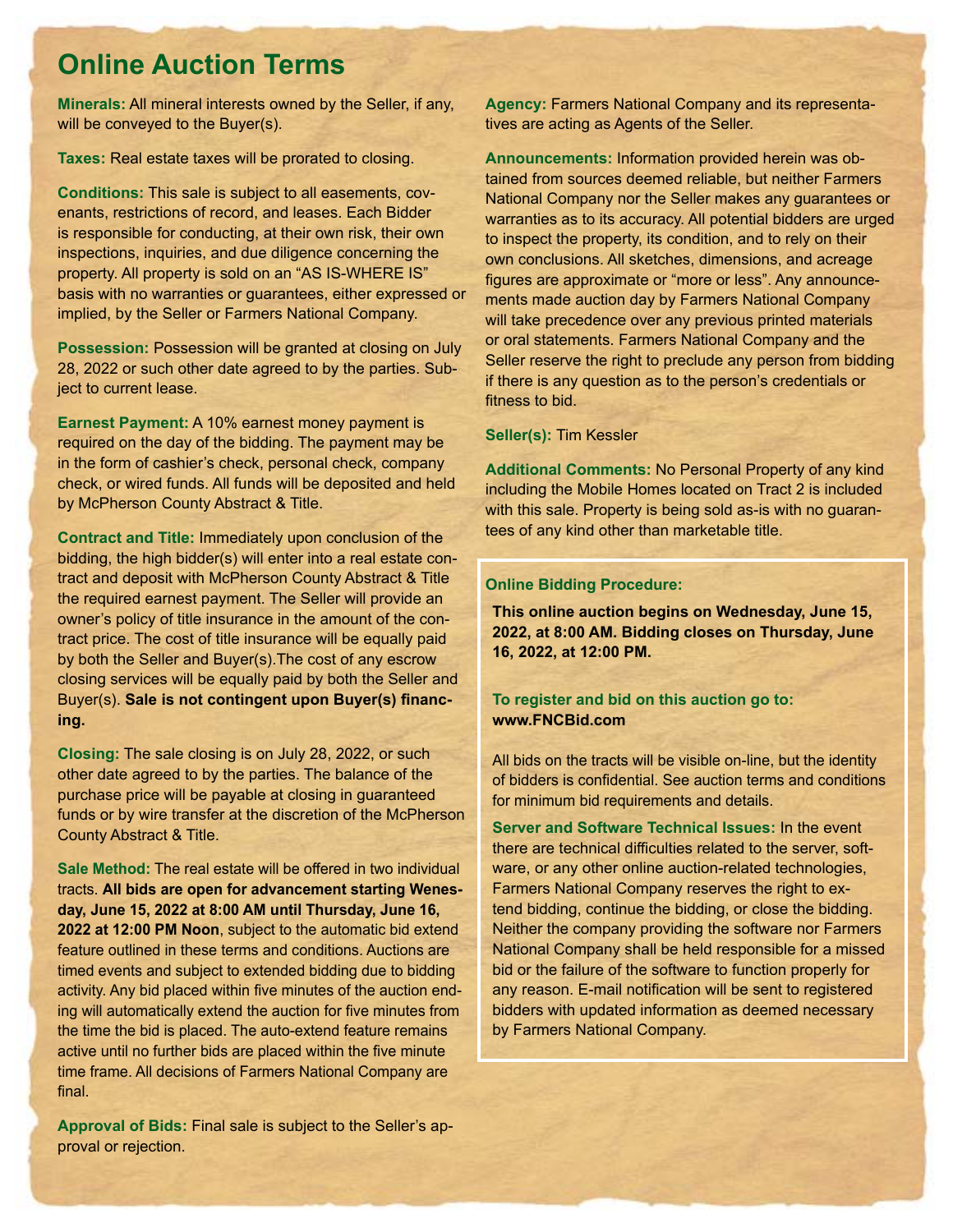# Online Auction Terms

**Minerals:** All mineral interests owned by the Seller, if any, will be conveyed to the Buyer(s).

**Taxes:** Real estate taxes will be prorated to closing.

**Conditions:** This sale is subject to all easements, covenants, restrictions of record, and leases. Each Bidder is responsible for conducting, at their own risk, their own inspections, inquiries, and due diligence concerning the property. All property is sold on an "AS IS-WHERE IS" basis with no warranties or guarantees, either expressed or implied, by the Seller or Farmers National Company.

**Possession:** Possession will be granted at closing on July 28, 2022 or such other date agreed to by the parties. Subject to current lease.

**Earnest Payment:** A 10% earnest money payment is required on the day of the bidding. The payment may be in the form of cashier's check, personal check, company check, or wired funds. All funds will be deposited and held by McPherson County Abstract & Title.

**Contract and Title:** Immediately upon conclusion of the bidding, the high bidder(s) will enter into a real estate contract and deposit with McPherson County Abstract & Title the required earnest payment. The Seller will provide an owner's policy of title insurance in the amount of the contract price. The cost of title insurance will be equally paid by both the Seller and Buyer(s).The cost of any escrow closing services will be equally paid by both the Seller and Buyer(s). **Sale is not contingent upon Buyer(s) financing.**

**Closing:** The sale closing is on July 28, 2022, or such other date agreed to by the parties. The balance of the purchase price will be payable at closing in guaranteed funds or by wire transfer at the discretion of the McPherson County Abstract & Title.

**Sale Method:** The real estate will be offered in two individual tracts. **All bids are open for advancement starting Wenesday, June 15, 2022 at 8:00 AM until Thursday, June 16, 2022 at 12:00 PM Noon**, subject to the automatic bid extend feature outlined in these terms and conditions. Auctions are timed events and subject to extended bidding due to bidding activity. Any bid placed within five minutes of the auction ending will automatically extend the auction for five minutes from the time the bid is placed. The auto-extend feature remains active until no further bids are placed within the five minute time frame. All decisions of Farmers National Company are final.

**Approval of Bids:** Final sale is subject to the Seller's approval or rejection.

**Agency:** Farmers National Company and its representatives are acting as Agents of the Seller.

**Announcements:** Information provided herein was obtained from sources deemed reliable, but neither Farmers National Company nor the Seller makes any guarantees or warranties as to its accuracy. All potential bidders are urged to inspect the property, its condition, and to rely on their own conclusions. All sketches, dimensions, and acreage figures are approximate or "more or less". Any announcements made auction day by Farmers National Company will take precedence over any previous printed materials or oral statements. Farmers National Company and the Seller reserve the right to preclude any person from bidding if there is any question as to the person's credentials or fitness to bid.

**Seller(s):** Tim Kessler

**Additional Comments:** No Personal Property of any kind including the Mobile Homes located on Tract 2 is included with this sale. Property is being sold as-is with no guarantees of any kind other than marketable title.

**Online Bidding Procedure:**

**This online auction begins on Wednesday, June 15, 2022, at 8:00 AM. Bidding closes on Thursday, June 16, 2022, at 12:00 PM.**

**To register and bid on this auction go to: www.FNCBid.com**

All bids on the tracts will be visible on-line, but the identity of bidders is confidential. See auction terms and conditions for minimum bid requirements and details.

**Server and Software Technical Issues:** In the event there are technical difficulties related to the server, software, or any other online auction-related technologies, Farmers National Company reserves the right to extend bidding, continue the bidding, or close the bidding. Neither the company providing the software nor Farmers National Company shall be held responsible for a missed bid or the failure of the software to function properly for any reason. E-mail notification will be sent to registered bidders with updated information as deemed necessary by Farmers National Company.